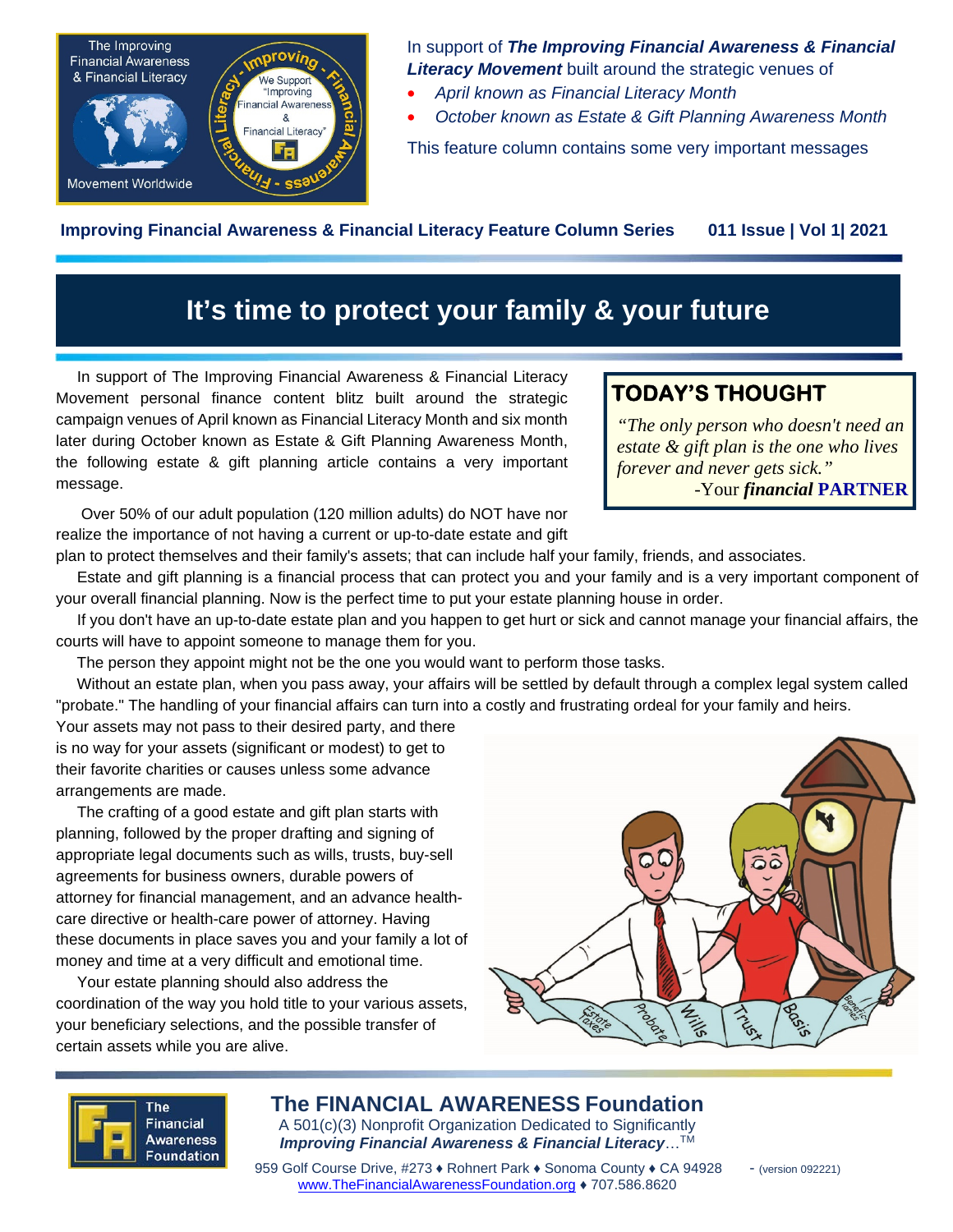In support of ***The Improving Financial Awareness & Financial Literacy Movement*** built around the strategic venues of

- *April known as Financial Literacy Month*
- *October known as Estate & Gift Planning Awareness Month*

This feature column contains some very important messages

**Improving Financial Awareness & Financial Literacy Feature Column Series 011 Issue | Vol 1| 2021**

# It's time to protect your family & your future

In support of The Improving Financial Awareness & Financial Literacy Movement personal finance content blitz built around the strategic campaign venues of April known as Financial Literacy Month and six month later during October known as Estate & Gift Planning Awareness Month, the following estate & gift planning article contains a very important message.

> **TODAY'S THOUGHT**
>
> *"The only person who doesn't need an estate & gift plan is the one who lives forever and never gets sick."*
>
> -Your ***financial*** **PARTNER**

Over 50% of our adult population (120 million adults) do NOT have nor realize the importance of not having a current or up-to-date estate and gift plan to protect themselves and their family's assets; that can include half your family, friends, and associates.

Estate and gift planning is a financial process that can protect you and your family and is a very important component of your overall financial planning. Now is the perfect time to put your estate planning house in order.

If you don't have an up-to-date estate plan and you happen to get hurt or sick and cannot manage your financial affairs, the courts will have to appoint someone to manage them for you.

The person they appoint might not be the one you would want to perform those tasks.

Without an estate plan, when you pass away, your affairs will be settled by default through a complex legal system called "probate." The handling of your financial affairs can turn into a costly and frustrating ordeal for your family and heirs. Your assets may not pass to their desired party, and there is no way for your assets (significant or modest) to get to their favorite charities or causes unless some advance arrangements are made.

The crafting of a good estate and gift plan starts with planning, followed by the proper drafting and signing of appropriate legal documents such as wills, trusts, buy-sell agreements for business owners, durable powers of attorney for financial management, and an advance health-care directive or health-care power of attorney. Having these documents in place saves you and your family a lot of money and time at a very difficult and emotional time.

Your estate planning should also address the coordination of the way you hold title to your various assets, your beneficiary selections, and the possible transfer of certain assets while you are alive.

**The FINANCIAL AWARENESS Foundation**

A 501(c)(3) Nonprofit Organization Dedicated to Significantly ***Improving Financial Awareness & Financial Literacy***…™

959 Golf Course Drive, #273 ♦ Rohnert Park ♦ Sonoma County ♦ CA 94928 - (version 092221)

www.TheFinancialAwarenessFoundation.org ♦ 707.586.8620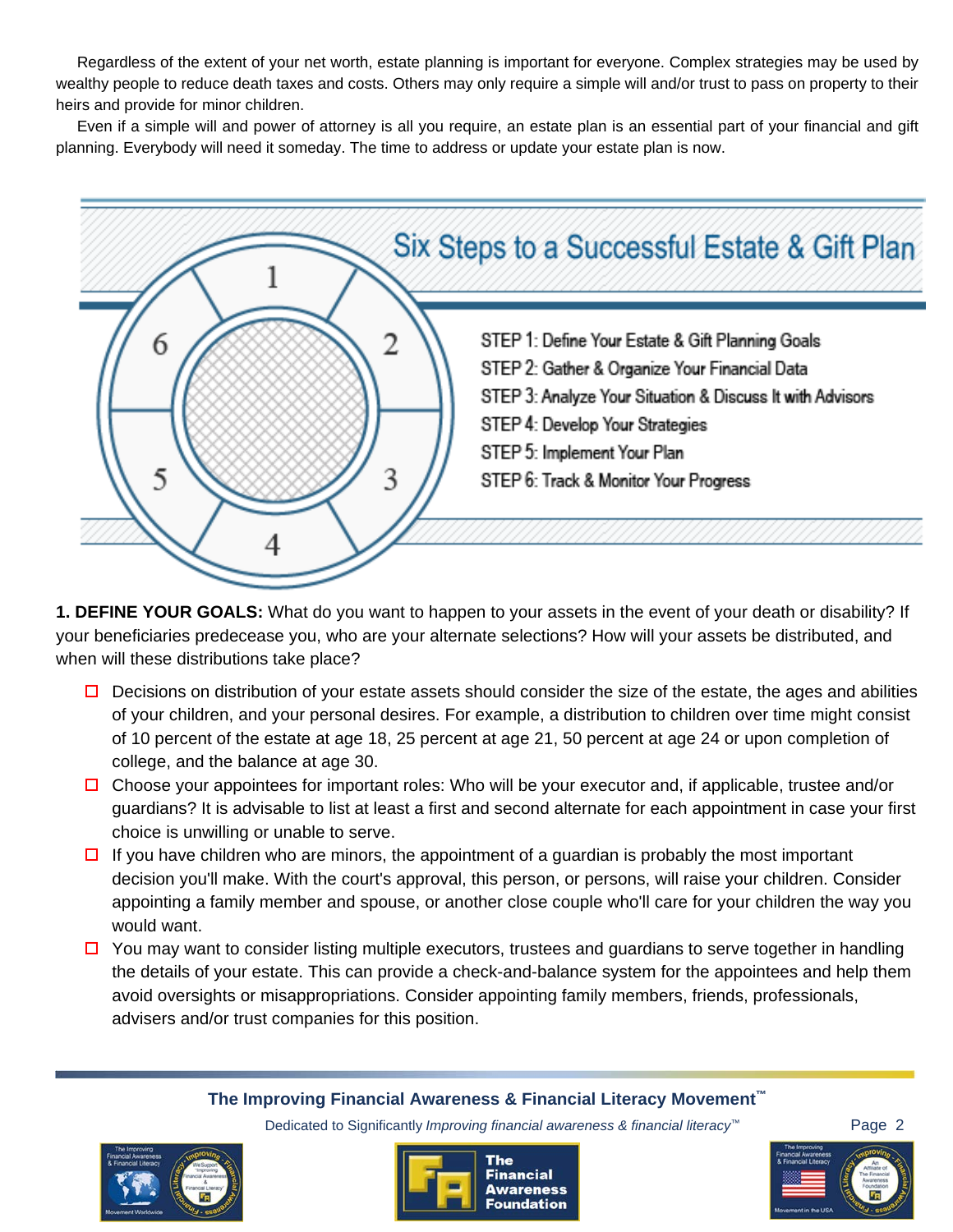Regardless of the extent of your net worth, estate planning is important for everyone. Complex strategies may be used by wealthy people to reduce death taxes and costs. Others may only require a simple will and/or trust to pass on property to their heirs and provide for minor children.

Even if a simple will and power of attorney is all you require, an estate plan is an essential part of your financial and gift planning. Everybody will need it someday. The time to address or update your estate plan is now.

## Six Steps to a Successful Estate & Gift Plan

- STEP 1: Define Your Estate & Gift Planning Goals
- STEP 2: Gather & Organize Your Financial Data
- STEP 3: Analyze Your Situation & Discuss It with Advisors
- STEP 4: Develop Your Strategies
- STEP 5: Implement Your Plan
- STEP 6: Track & Monitor Your Progress

**1. DEFINE YOUR GOALS:** What do you want to happen to your assets in the event of your death or disability? If your beneficiaries predecease you, who are your alternate selections? How will your assets be distributed, and when will these distributions take place?

- ☐ Decisions on distribution of your estate assets should consider the size of the estate, the ages and abilities of your children, and your personal desires. For example, a distribution to children over time might consist of 10 percent of the estate at age 18, 25 percent at age 21, 50 percent at age 24 or upon completion of college, and the balance at age 30.
- ☐ Choose your appointees for important roles: Who will be your executor and, if applicable, trustee and/or guardians? It is advisable to list at least a first and second alternate for each appointment in case your first choice is unwilling or unable to serve.
- ☐ If you have children who are minors, the appointment of a guardian is probably the most important decision you'll make. With the court's approval, this person, or persons, will raise your children. Consider appointing a family member and spouse, or another close couple who'll care for your children the way you would want.
- ☐ You may want to consider listing multiple executors, trustees and guardians to serve together in handling the details of your estate. This can provide a check-and-balance system for the appointees and help them avoid oversights or misappropriations. Consider appointing family members, friends, professionals, advisers and/or trust companies for this position.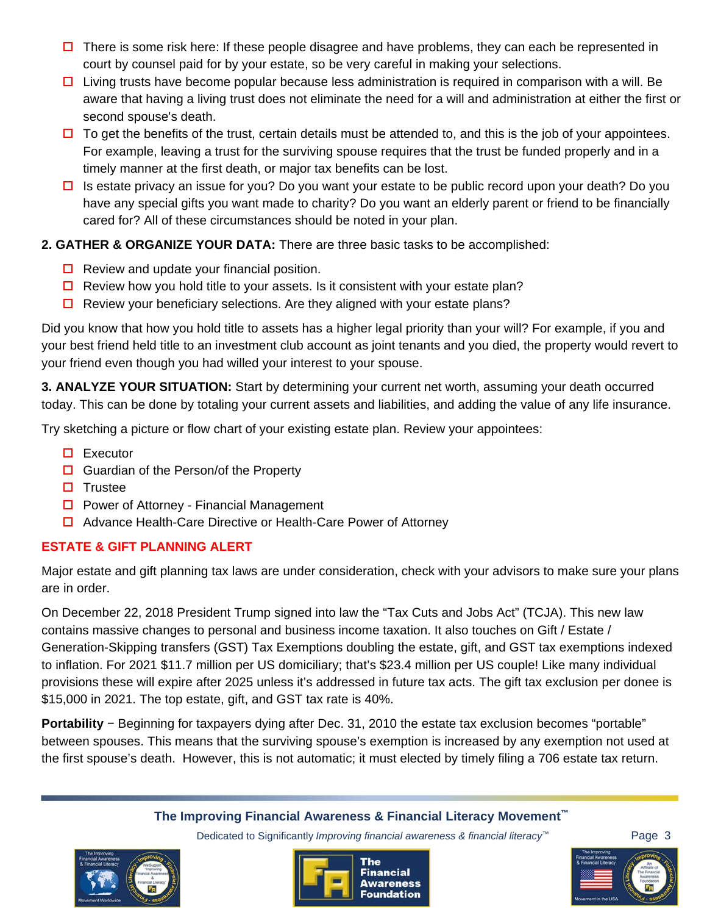- There is some risk here: If these people disagree and have problems, they can each be represented in court by counsel paid for by your estate, so be very careful in making your selections.
- Living trusts have become popular because less administration is required in comparison with a will. Be aware that having a living trust does not eliminate the need for a will and administration at either the first or second spouse's death.
- To get the benefits of the trust, certain details must be attended to, and this is the job of your appointees. For example, leaving a trust for the surviving spouse requires that the trust be funded properly and in a timely manner at the first death, or major tax benefits can be lost.
- Is estate privacy an issue for you? Do you want your estate to be public record upon your death? Do you have any special gifts you want made to charity? Do you want an elderly parent or friend to be financially cared for? All of these circumstances should be noted in your plan.

**2. GATHER & ORGANIZE YOUR DATA:** There are three basic tasks to be accomplished:

- Review and update your financial position.
- Review how you hold title to your assets. Is it consistent with your estate plan?
- Review your beneficiary selections. Are they aligned with your estate plans?

Did you know that how you hold title to assets has a higher legal priority than your will? For example, if you and your best friend held title to an investment club account as joint tenants and you died, the property would revert to your friend even though you had willed your interest to your spouse.

**3. ANALYZE YOUR SITUATION:** Start by determining your current net worth, assuming your death occurred today. This can be done by totaling your current assets and liabilities, and adding the value of any life insurance.

Try sketching a picture or flow chart of your existing estate plan. Review your appointees:

- Executor
- Guardian of the Person/of the Property
- Trustee
- Power of Attorney - Financial Management
- Advance Health-Care Directive or Health-Care Power of Attorney

## ESTATE & GIFT PLANNING ALERT

Major estate and gift planning tax laws are under consideration, check with your advisors to make sure your plans are in order.

On December 22, 2018 President Trump signed into law the “Tax Cuts and Jobs Act” (TCJA). This new law contains massive changes to personal and business income taxation. It also touches on Gift / Estate / Generation-Skipping transfers (GST) Tax Exemptions doubling the estate, gift, and GST tax exemptions indexed to inflation. For 2021 $11.7 million per US domiciliary; that’s $23.4 million per US couple! Like many individual provisions these will expire after 2025 unless it’s addressed in future tax acts. The gift tax exclusion per donee is $15,000 in 2021. The top estate, gift, and GST tax rate is 40%.

**Portability** − Beginning for taxpayers dying after Dec. 31, 2010 the estate tax exclusion becomes “portable” between spouses. This means that the surviving spouse’s exemption is increased by any exemption not used at the first spouse’s death. However, this is not automatic; it must elected by timely filing a 706 estate tax return.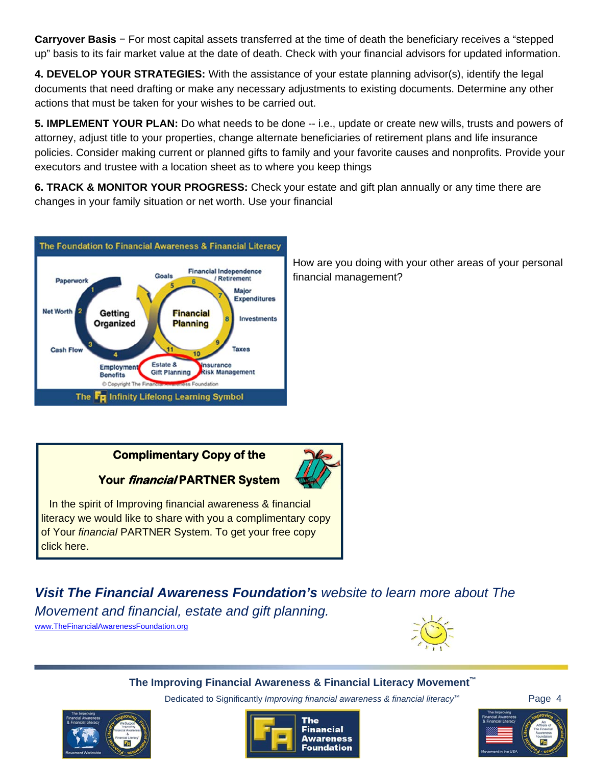**Carryover Basis** − For most capital assets transferred at the time of death the beneficiary receives a "stepped up" basis to its fair market value at the date of death. Check with your financial advisors for updated information.

**4. DEVELOP YOUR STRATEGIES:** With the assistance of your estate planning advisor(s), identify the legal documents that need drafting or make any necessary adjustments to existing documents. Determine any other actions that must be taken for your wishes to be carried out.

**5. IMPLEMENT YOUR PLAN:** Do what needs to be done -- i.e., update or create new wills, trusts and powers of attorney, adjust title to your properties, change alternate beneficiaries of retirement plans and life insurance policies. Consider making current or planned gifts to family and your favorite causes and nonprofits. Provide your executors and trustee with a location sheet as to where you keep things

**6. TRACK & MONITOR YOUR PROGRESS:** Check your estate and gift plan annually or any time there are changes in your family situation or net worth. Use your financial

The Foundation to Financial Awareness & Financial Literacy

Paperwork, Net Worth, Cash Flow, Employment Benefits — Getting Organized (1–4)

Goals, Financial Independence / Retirement, Major Expenditures, Investments, Taxes, Insurance Risk Management, Estate & Gift Planning — Financial Planning (5–11)

© Copyright The Financial Awareness Foundation

The FA Infinity Lifelong Learning Symbol

How are you doing with your other areas of your personal financial management?

**Complimentary Copy of the**

**Your *financial* PARTNER System**

In the spirit of Improving financial awareness & financial literacy we would like to share with you a complimentary copy of Your *financial* PARTNER System. To get your free copy click here.

***Visit The Financial Awareness Foundation's** website to learn more about The Movement and financial, estate and gift planning.*

www.TheFinancialAwarenessFoundation.org

**The Improving Financial Awareness & Financial Literacy Movement™**

Dedicated to Significantly *Improving financial awareness & financial literacy™*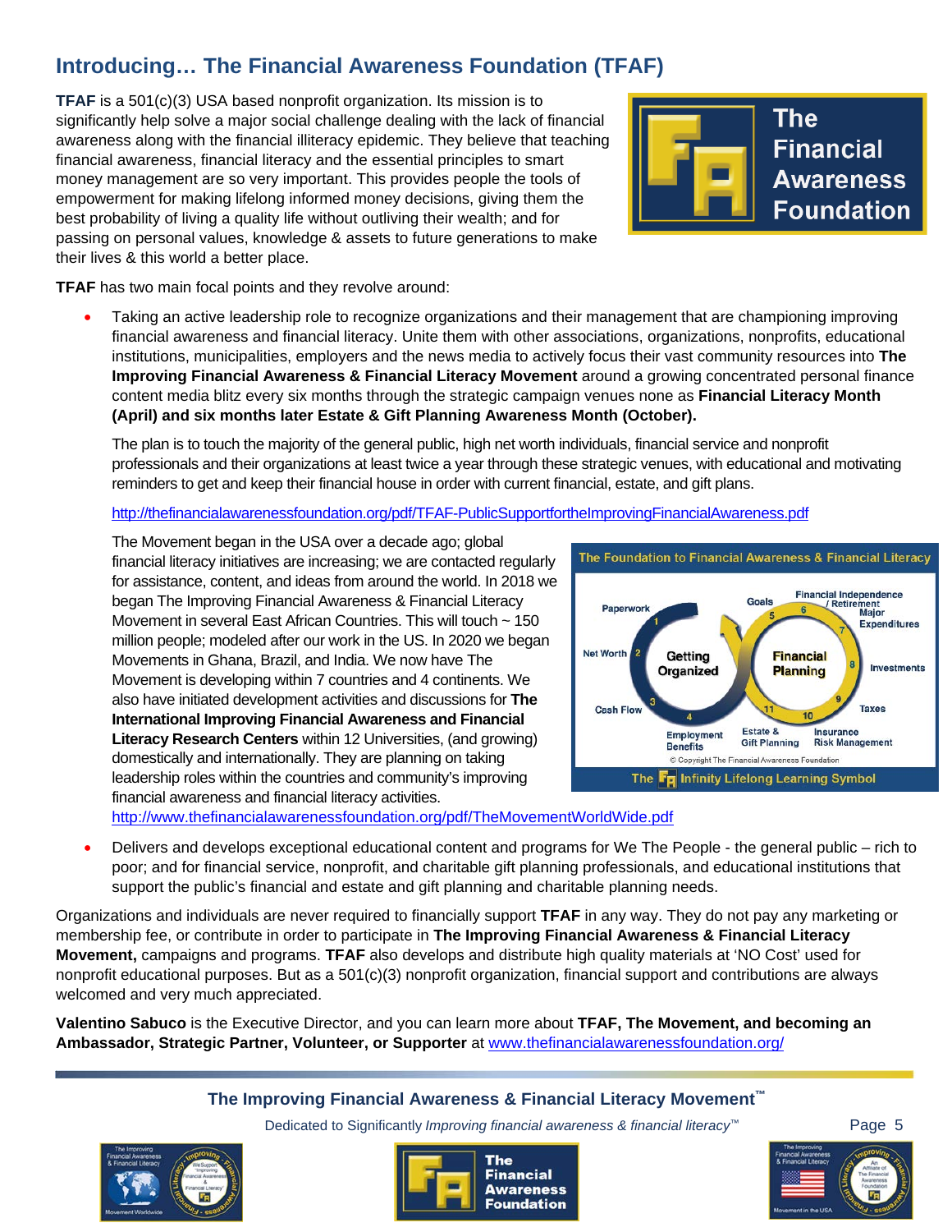## Introducing… The Financial Awareness Foundation (TFAF)

**TFAF** is a 501(c)(3) USA based nonprofit organization. Its mission is to significantly help solve a major social challenge dealing with the lack of financial awareness along with the financial illiteracy epidemic. They believe that teaching financial awareness, financial literacy and the essential principles to smart money management are so very important. This provides people the tools of empowerment for making lifelong informed money decisions, giving them the best probability of living a quality life without outliving their wealth; and for passing on personal values, knowledge & assets to future generations to make their lives & this world a better place.

**TFAF** has two main focal points and they revolve around:

- Taking an active leadership role to recognize organizations and their management that are championing improving financial awareness and financial literacy. Unite them with other associations, organizations, nonprofits, educational institutions, municipalities, employers and the news media to actively focus their vast community resources into **The Improving Financial Awareness & Financial Literacy Movement** around a growing concentrated personal finance content media blitz every six months through the strategic campaign venues none as **Financial Literacy Month (April) and six months later Estate & Gift Planning Awareness Month (October).**

  The plan is to touch the majority of the general public, high net worth individuals, financial service and nonprofit professionals and their organizations at least twice a year through these strategic venues, with educational and motivating reminders to get and keep their financial house in order with current financial, estate, and gift plans.

  http://thefinancialawarenessfoundation.org/pdf/TFAF-PublicSupportfortheImprovingFinancialAwareness.pdf

  The Movement began in the USA over a decade ago; global financial literacy initiatives are increasing; we are contacted regularly for assistance, content, and ideas from around the world. In 2018 we began The Improving Financial Awareness & Financial Literacy Movement in several East African Countries. This will touch ~ 150 million people; modeled after our work in the US. In 2020 we began Movements in Ghana, Brazil, and India. We now have The Movement is developing within 7 countries and 4 continents. We also have initiated development activities and discussions for **The International Improving Financial Awareness and Financial Literacy Research Centers** within 12 Universities, (and growing) domestically and internationally. They are planning on taking leadership roles within the countries and community's improving financial awareness and financial literacy activities.
  http://www.thefinancialawarenessfoundation.org/pdf/TheMovementWorldWide.pdf

- Delivers and develops exceptional educational content and programs for We The People - the general public – rich to poor; and for financial service, nonprofit, and charitable gift planning professionals, and educational institutions that support the public's financial and estate and gift planning and charitable planning needs.

Organizations and individuals are never required to financially support **TFAF** in any way. They do not pay any marketing or membership fee, or contribute in order to participate in **The Improving Financial Awareness & Financial Literacy Movement,** campaigns and programs. **TFAF** also develops and distribute high quality materials at 'NO Cost' used for nonprofit educational purposes. But as a 501(c)(3) nonprofit organization, financial support and contributions are always welcomed and very much appreciated.

**Valentino Sabuco** is the Executive Director, and you can learn more about **TFAF, The Movement, and becoming an Ambassador, Strategic Partner, Volunteer, or Supporter** at www.thefinancialawarenessfoundation.org/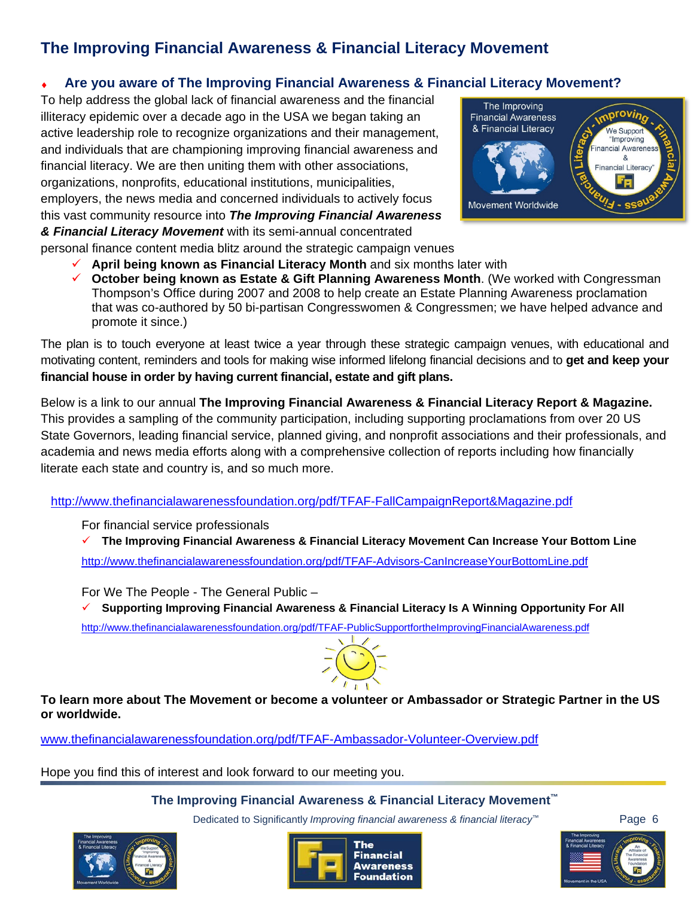## The Improving Financial Awareness & Financial Literacy Movement

### Are you aware of The Improving Financial Awareness & Financial Literacy Movement?

To help address the global lack of financial awareness and the financial illiteracy epidemic over a decade ago in the USA we began taking an active leadership role to recognize organizations and their management, and individuals that are championing improving financial awareness and financial literacy. We are then uniting them with other associations, organizations, nonprofits, educational institutions, municipalities, employers, the news media and concerned individuals to actively focus this vast community resource into ***The Improving Financial Awareness & Financial Literacy Movement*** with its semi-annual concentrated personal finance content media blitz around the strategic campaign venues

- ✓ **April being known as Financial Literacy Month** and six months later with
- ✓ **October being known as Estate & Gift Planning Awareness Month**. (We worked with Congressman Thompson's Office during 2007 and 2008 to help create an Estate Planning Awareness proclamation that was co-authored by 50 bi-partisan Congresswomen & Congressmen; we have helped advance and promote it since.)

The plan is to touch everyone at least twice a year through these strategic campaign venues, with educational and motivating content, reminders and tools for making wise informed lifelong financial decisions and to **get and keep your financial house in order by having current financial, estate and gift plans.**

Below is a link to our annual **The Improving Financial Awareness & Financial Literacy Report & Magazine.** This provides a sampling of the community participation, including supporting proclamations from over 20 US State Governors, leading financial service, planned giving, and nonprofit associations and their professionals, and academia and news media efforts along with a comprehensive collection of reports including how financially literate each state and country is, and so much more.

http://www.thefinancialawarenessfoundation.org/pdf/TFAF-FallCampaignReport&Magazine.pdf

For financial service professionals

- ✓ **The Improving Financial Awareness & Financial Literacy Movement Can Increase Your Bottom Line**

http://www.thefinancialawarenessfoundation.org/pdf/TFAF-Advisors-CanIncreaseYourBottomLine.pdf

For We The People - The General Public –

- ✓ **Supporting Improving Financial Awareness & Financial Literacy Is A Winning Opportunity For All**

http://www.thefinancialawarenessfoundation.org/pdf/TFAF-PublicSupportfortheImprovingFinancialAwareness.pdf

**To learn more about The Movement or become a volunteer or Ambassador or Strategic Partner in the US or worldwide.**

www.thefinancialawarenessfoundation.org/pdf/TFAF-Ambassador-Volunteer-Overview.pdf

Hope you find this of interest and look forward to our meeting you.